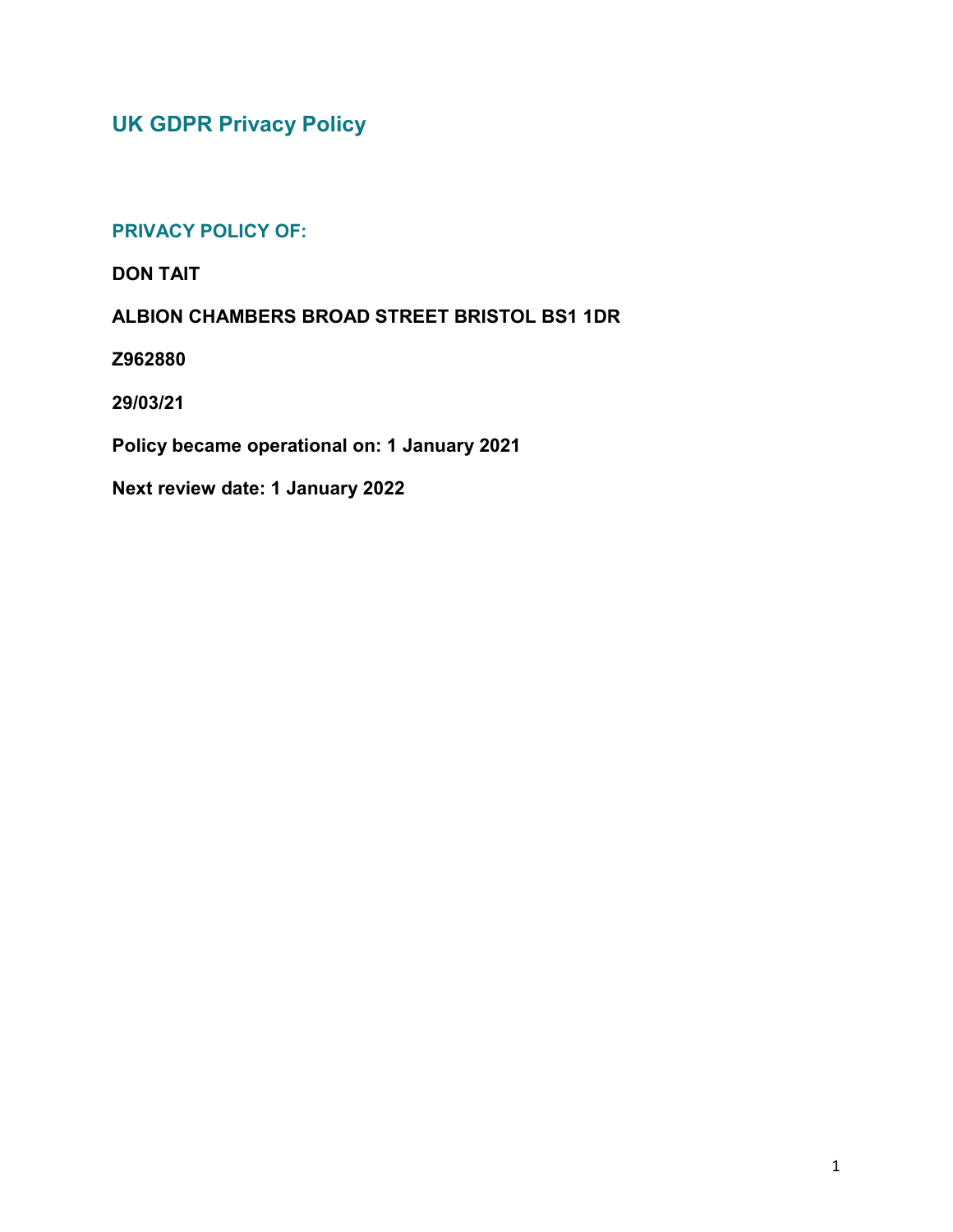# UK GDPR Privacy Policy

## PRIVACY POLICY OF:

**DON TAIT**

**ALBION CHAMBERS BROAD STREET BRISTOL BS1 1DR**

**Z962880**

**29/03/21**

**Policy became operational on: 1 January 2021**

**Next review date: 1 January 2022**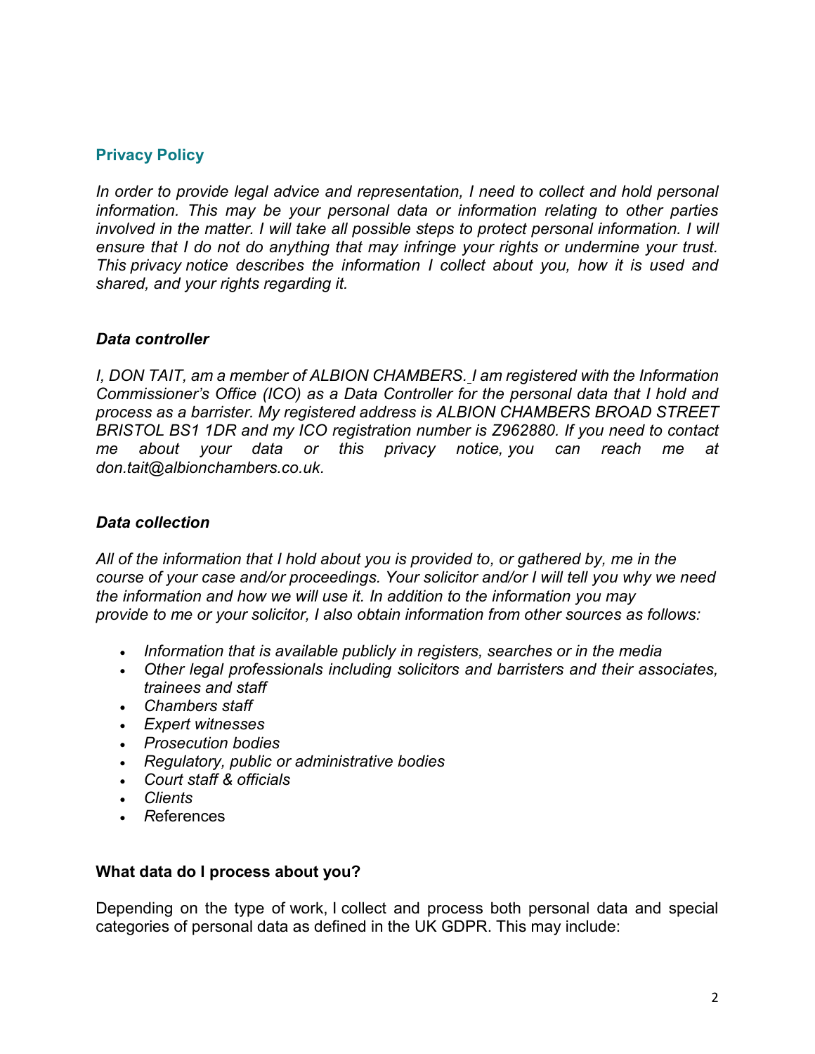## Privacy Policy

*In order to provide legal advice and representation, I need to collect and hold personal information. This may be your personal data or information relating to other parties involved in the matter. I will take all possible steps to protect personal information. I will ensure that I do not do anything that may infringe your rights or undermine your trust. This privacy notice describes the information I collect about you, how it is used and shared, and your rights regarding it.*

### *Data controller*

*I, DON TAIT, am a member of ALBION CHAMBERS. I am registered with the Information Commissioner's Office (ICO) as a Data Controller for the personal data that I hold and process as a barrister. My registered address is ALBION CHAMBERS BROAD STREET BRISTOL BS1 1DR and my ICO registration number is Z962880. If you need to contact me about your data or this privacy notice, you can reach me at don.tait@albionchambers.co.uk.*

### *Data collection*

*All of the information that I hold about you is provided to, or gathered by, me in the course of your case and/or proceedings. Your solicitor and/or I will tell you why we need the information and how we will use it. In addition to the information you may provide to me or your solicitor, I also obtain information from other sources as follows:*

- *Information that is available publicly in registers, searches or in the media*
- *Other legal professionals including solicitors and barristers and their associates, trainees and staff*
- *Chambers staff*
- *Expert witnesses*
- *Prosecution bodies*
- *Regulatory, public or administrative bodies*
- *Court staff & officials*
- *Clients*
- *R*eferences

### What data do I process about you?

Depending on the type of work, I collect and process both personal data and special categories of personal data as defined in the UK GDPR. This may include: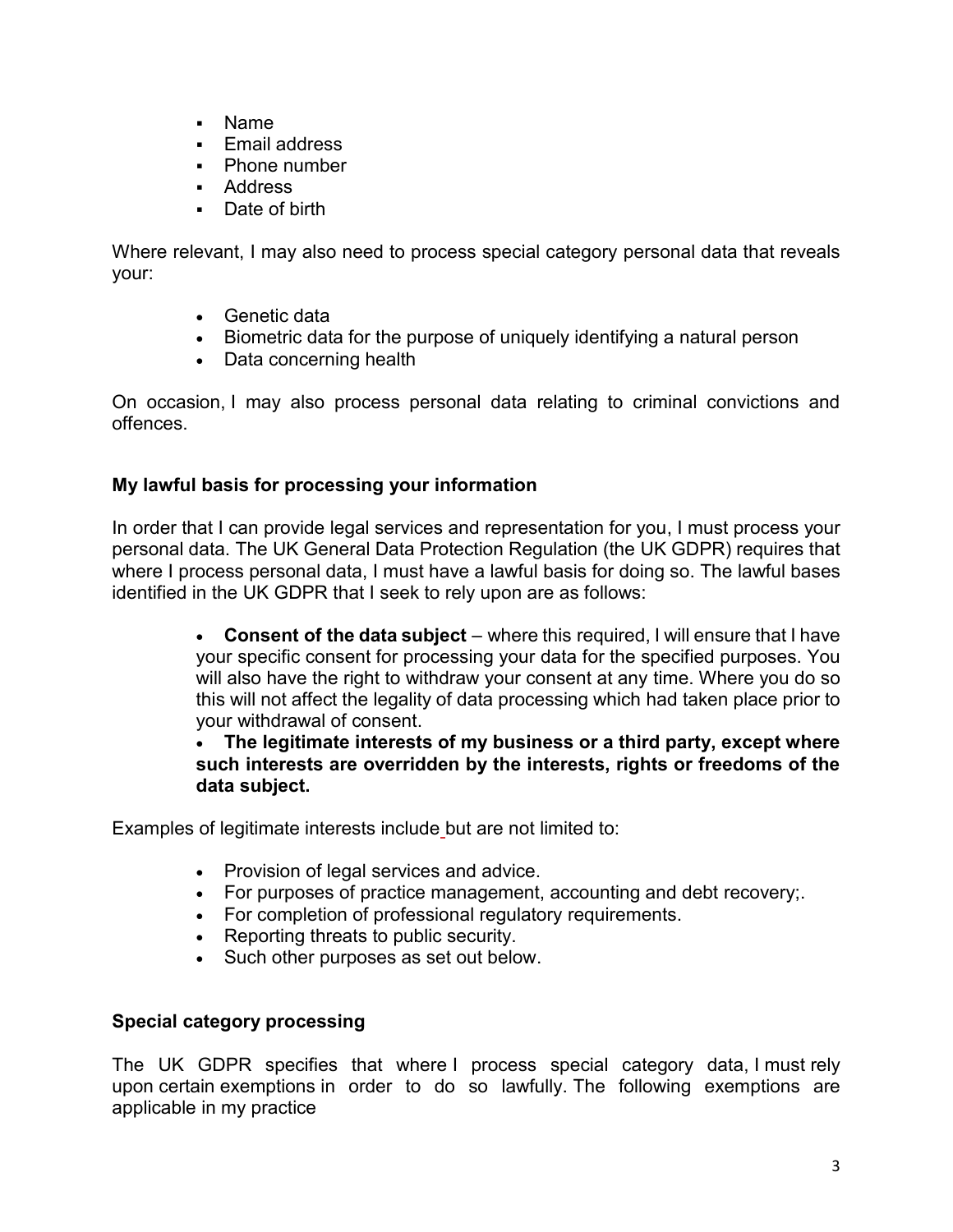- Name
- Email address
- Phone number
- Address
- Date of birth

Where relevant, I may also need to process special category personal data that reveals your:

- Genetic data
- Biometric data for the purpose of uniquely identifying a natural person
- Data concerning health

On occasion, I may also process personal data relating to criminal convictions and offences.

**My lawful basis for processing your information**

In order that I can provide legal services and representation for you, I must process your personal data. The UK General Data Protection Regulation (the UK GDPR) requires that where I process personal data, I must have a lawful basis for doing so. The lawful bases identified in the UK GDPR that I seek to rely upon are as follows:

- **Consent of the data subject** – where this required, I will ensure that I have your specific consent for processing your data for the specified purposes. You will also have the right to withdraw your consent at any time. Where you do so this will not affect the legality of data processing which had taken place prior to your withdrawal of consent.
- **The legitimate interests of my business or a third party, except where such interests are overridden by the interests, rights or freedoms of the data subject.**

Examples of legitimate interests include but are not limited to:

- Provision of legal services and advice.
- For purposes of practice management, accounting and debt recovery;.
- For completion of professional regulatory requirements.
- Reporting threats to public security.
- Such other purposes as set out below.

**Special category processing**

The UK GDPR specifies that where I process special category data, I must rely upon certain exemptions in order to do so lawfully. The following exemptions are applicable in my practice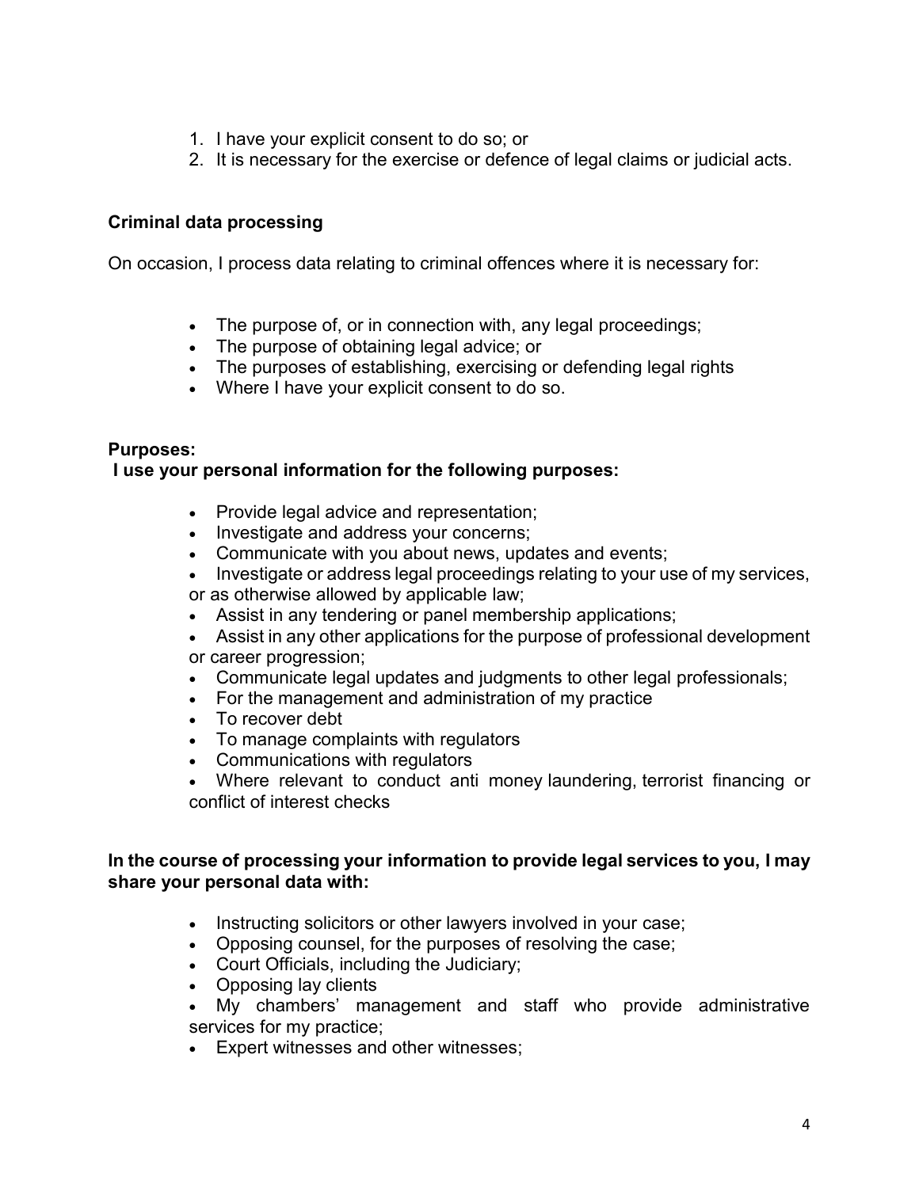1. I have your explicit consent to do so; or
2. It is necessary for the exercise or defence of legal claims or judicial acts.

**Criminal data processing**

On occasion, I process data relating to criminal offences where it is necessary for:

- The purpose of, or in connection with, any legal proceedings;
- The purpose of obtaining legal advice; or
- The purposes of establishing, exercising or defending legal rights
- Where I have your explicit consent to do so.

**Purposes:**
**I use your personal information for the following purposes:**

- Provide legal advice and representation;
- Investigate and address your concerns;
- Communicate with you about news, updates and events;
- Investigate or address legal proceedings relating to your use of my services, or as otherwise allowed by applicable law;
- Assist in any tendering or panel membership applications;
- Assist in any other applications for the purpose of professional development or career progression;
- Communicate legal updates and judgments to other legal professionals;
- For the management and administration of my practice
- To recover debt
- To manage complaints with regulators
- Communications with regulators
- Where relevant to conduct anti money laundering, terrorist financing or conflict of interest checks

**In the course of processing your information to provide legal services to you, I may share your personal data with:**

- Instructing solicitors or other lawyers involved in your case;
- Opposing counsel, for the purposes of resolving the case;
- Court Officials, including the Judiciary;
- Opposing lay clients
- My chambers' management and staff who provide administrative services for my practice;
- Expert witnesses and other witnesses;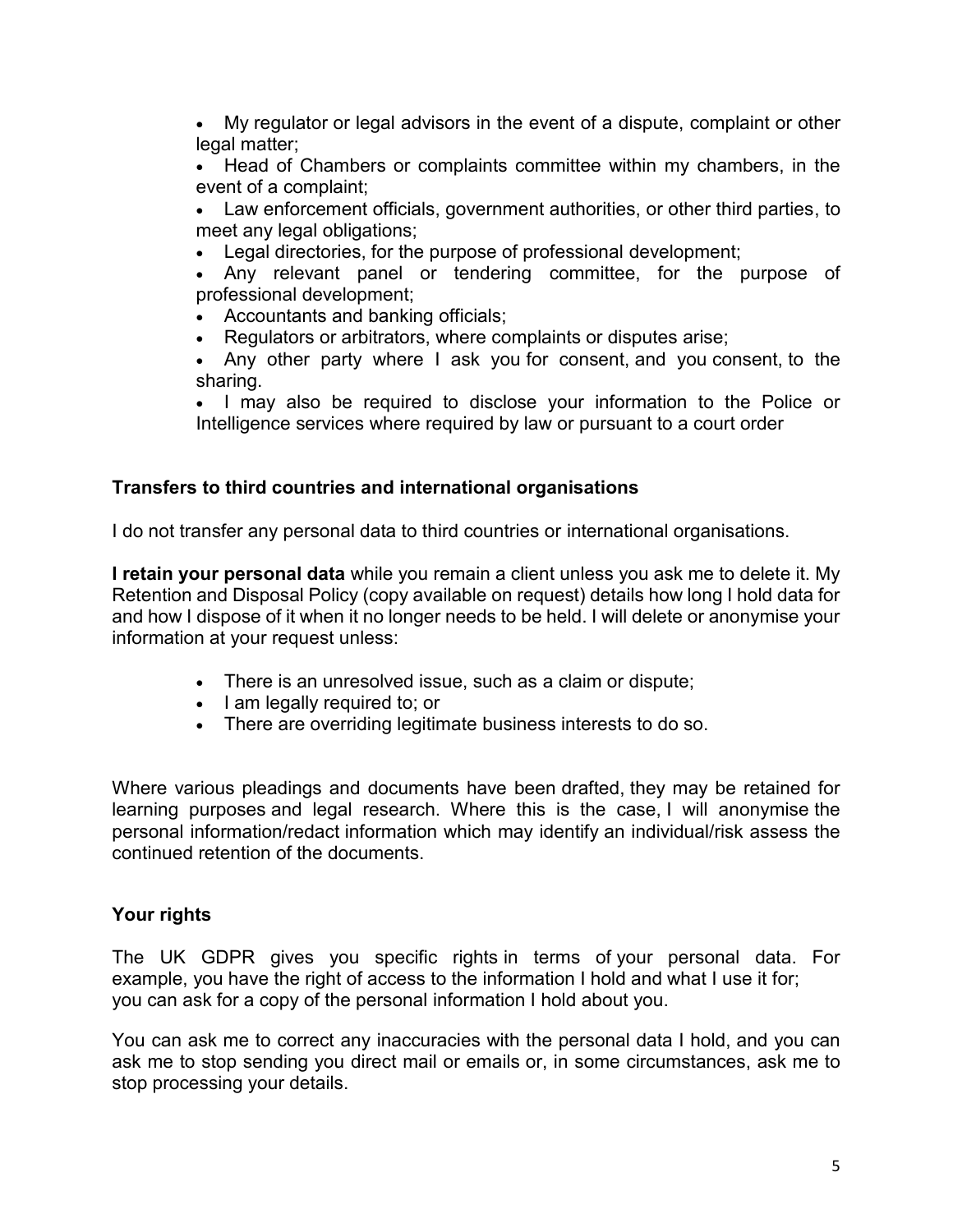- My regulator or legal advisors in the event of a dispute, complaint or other legal matter;
- Head of Chambers or complaints committee within my chambers, in the event of a complaint;
- Law enforcement officials, government authorities, or other third parties, to meet any legal obligations;
- Legal directories, for the purpose of professional development;
- Any relevant panel or tendering committee, for the purpose of professional development;
- Accountants and banking officials;
- Regulators or arbitrators, where complaints or disputes arise;
- Any other party where I ask you for consent, and you consent, to the sharing.
- I may also be required to disclose your information to the Police or Intelligence services where required by law or pursuant to a court order

### Transfers to third countries and international organisations

I do not transfer any personal data to third countries or international organisations.

**I retain your personal data** while you remain a client unless you ask me to delete it. My Retention and Disposal Policy (copy available on request) details how long I hold data for and how I dispose of it when it no longer needs to be held. I will delete or anonymise your information at your request unless:

- There is an unresolved issue, such as a claim or dispute;
- I am legally required to; or
- There are overriding legitimate business interests to do so.

Where various pleadings and documents have been drafted, they may be retained for learning purposes and legal research. Where this is the case, I will anonymise the personal information/redact information which may identify an individual/risk assess the continued retention of the documents.

### Your rights

The UK GDPR gives you specific rights in terms of your personal data. For example, you have the right of access to the information I hold and what I use it for; you can ask for a copy of the personal information I hold about you.

You can ask me to correct any inaccuracies with the personal data I hold, and you can ask me to stop sending you direct mail or emails or, in some circumstances, ask me to stop processing your details.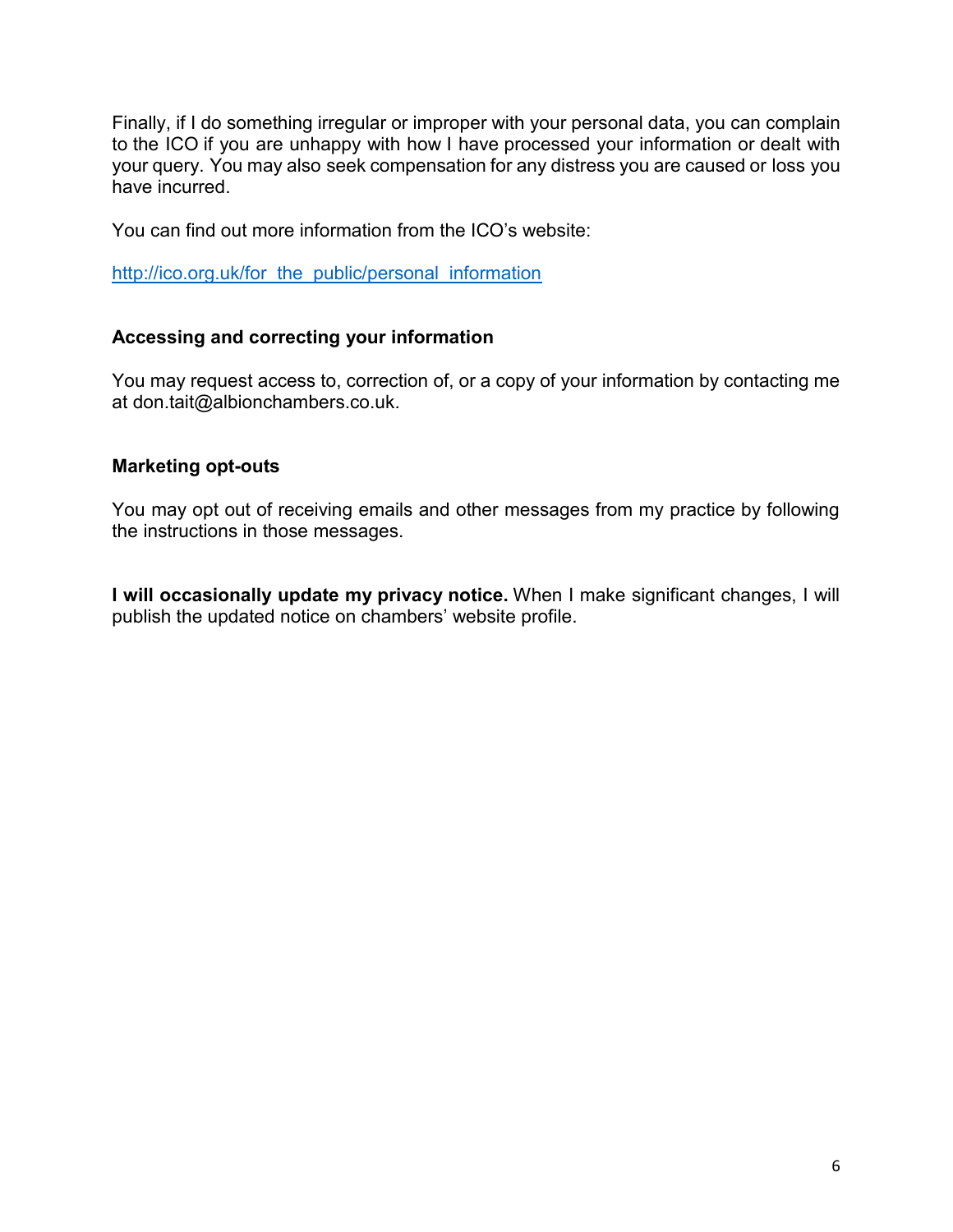Finally, if I do something irregular or improper with your personal data, you can complain to the ICO if you are unhappy with how I have processed your information or dealt with your query. You may also seek compensation for any distress you are caused or loss you have incurred.

You can find out more information from the ICO's website:

http://ico.org.uk/for_the_public/personal_information

### Accessing and correcting your information

You may request access to, correction of, or a copy of your information by contacting me at don.tait@albionchambers.co.uk.

### Marketing opt-outs

You may opt out of receiving emails and other messages from my practice by following the instructions in those messages.

**I will occasionally update my privacy notice.** When I make significant changes, I will publish the updated notice on chambers' website profile.